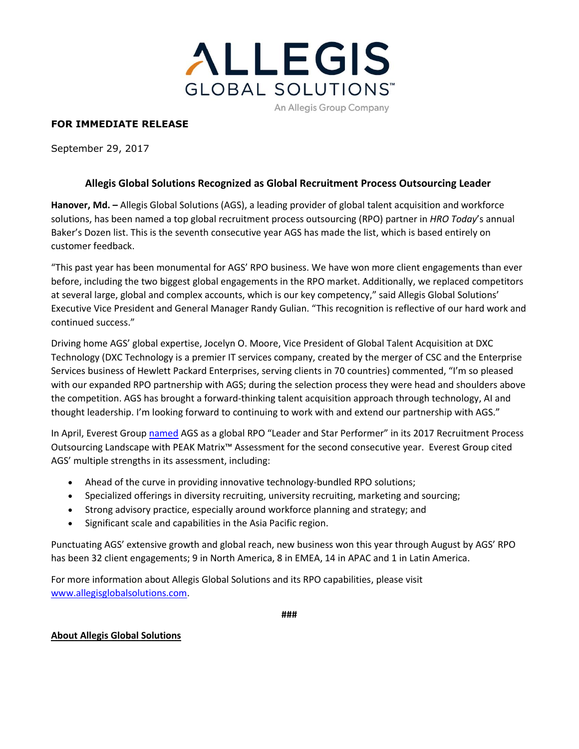ALLEGIS GLOBAL SOLUTIONS™

An Allegis Group Company

**FOR IMMEDIATE RELEASE**

September 29, 2017

## Allegis Global Solutions Recognized as Global Recruitment Process Outsourcing Leader

**Hanover, Md. –** Allegis Global Solutions (AGS), a leading provider of global talent acquisition and workforce solutions, has been named a top global recruitment process outsourcing (RPO) partner in *HRO Today*'s annual Baker's Dozen list. This is the seventh consecutive year AGS has made the list, which is based entirely on customer feedback.

"This past year has been monumental for AGS' RPO business. We have won more client engagements than ever before, including the two biggest global engagements in the RPO market. Additionally, we replaced competitors at several large, global and complex accounts, which is our key competency," said Allegis Global Solutions' Executive Vice President and General Manager Randy Gulian. "This recognition is reflective of our hard work and continued success."

Driving home AGS' global expertise, Jocelyn O. Moore, Vice President of Global Talent Acquisition at DXC Technology (DXC Technology is a premier IT services company, created by the merger of CSC and the Enterprise Services business of Hewlett Packard Enterprises, serving clients in 70 countries) commented, "I'm so pleased with our expanded RPO partnership with AGS; during the selection process they were head and shoulders above the competition. AGS has brought a forward-thinking talent acquisition approach through technology, AI and thought leadership. I'm looking forward to continuing to work with and extend our partnership with AGS."

In April, Everest Group named AGS as a global RPO "Leader and Star Performer" in its 2017 Recruitment Process Outsourcing Landscape with PEAK Matrix™ Assessment for the second consecutive year. Everest Group cited AGS' multiple strengths in its assessment, including:

- Ahead of the curve in providing innovative technology-bundled RPO solutions;
- Specialized offerings in diversity recruiting, university recruiting, marketing and sourcing;
- Strong advisory practice, especially around workforce planning and strategy; and
- Significant scale and capabilities in the Asia Pacific region.

Punctuating AGS' extensive growth and global reach, new business won this year through August by AGS' RPO has been 32 client engagements; 9 in North America, 8 in EMEA, 14 in APAC and 1 in Latin America.

For more information about Allegis Global Solutions and its RPO capabilities, please visit www.allegisglobalsolutions.com.

###

**About Allegis Global Solutions**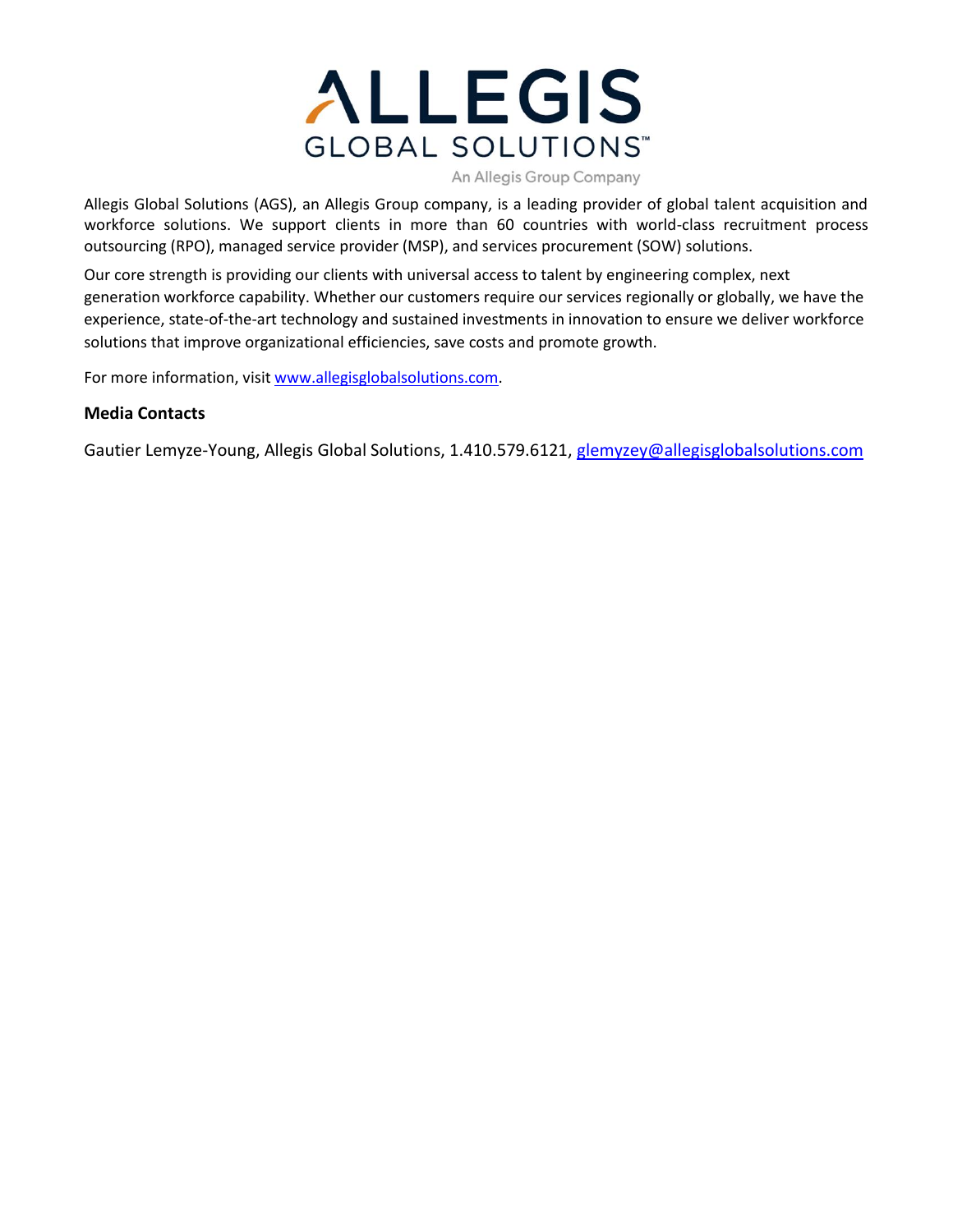Allegis Global Solutions (AGS), an Allegis Group company, is a leading provider of global talent acquisition and workforce solutions. We support clients in more than 60 countries with world-class recruitment process outsourcing (RPO), managed service provider (MSP), and services procurement (SOW) solutions.

Our core strength is providing our clients with universal access to talent by engineering complex, next generation workforce capability. Whether our customers require our services regionally or globally, we have the experience, state-of-the-art technology and sustained investments in innovation to ensure we deliver workforce solutions that improve organizational efficiencies, save costs and promote growth.

For more information, visit www.allegisglobalsolutions.com.

**Media Contacts**

Gautier Lemyze-Young, Allegis Global Solutions, 1.410.579.6121, glemyzey@allegisglobalsolutions.com